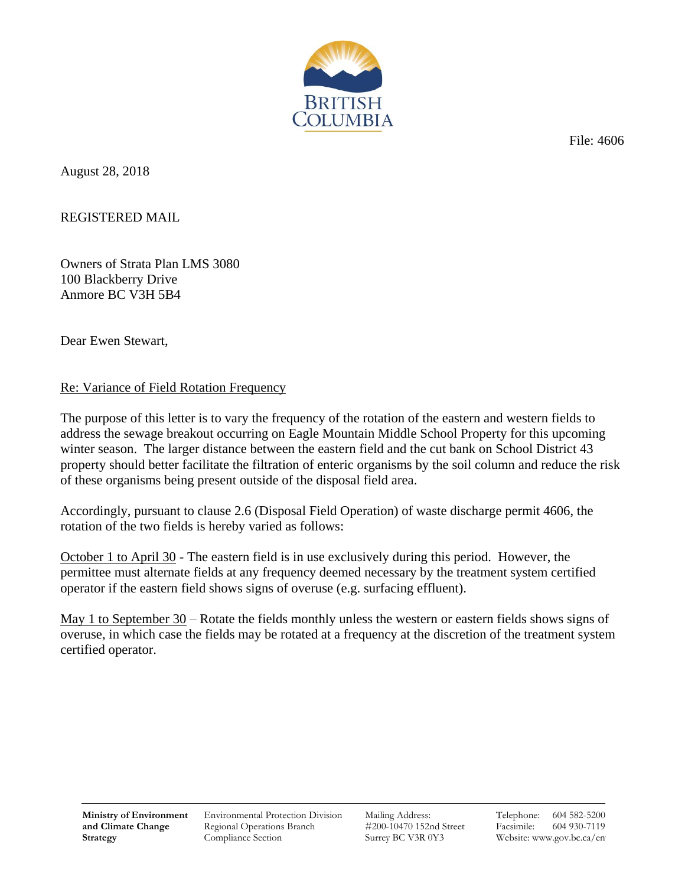File: 4606

August 28, 2018

REGISTERED MAIL

Owners of Strata Plan LMS 3080
100 Blackberry Drive
Anmore BC V3H 5B4

Dear Ewen Stewart,

Re: Variance of Field Rotation Frequency

The purpose of this letter is to vary the frequency of the rotation of the eastern and western fields to address the sewage breakout occurring on Eagle Mountain Middle School Property for this upcoming winter season. The larger distance between the eastern field and the cut bank on School District 43 property should better facilitate the filtration of enteric organisms by the soil column and reduce the risk of these organisms being present outside of the disposal field area.

Accordingly, pursuant to clause 2.6 (Disposal Field Operation) of waste discharge permit 4606, the rotation of the two fields is hereby varied as follows:

October 1 to April 30 - The eastern field is in use exclusively during this period. However, the permittee must alternate fields at any frequency deemed necessary by the treatment system certified operator if the eastern field shows signs of overuse (e.g. surfacing effluent).

May 1 to September 30 – Rotate the fields monthly unless the western or eastern fields shows signs of overuse, in which case the fields may be rotated at a frequency at the discretion of the treatment system certified operator.

**Ministry of Environment and Climate Change Strategy** | Environmental Protection Division, Regional Operations Branch, Compliance Section | Mailing Address: #200-10470 152nd Street, Surrey BC V3R 0Y3 | Telephone: 604 582-5200, Facsimile: 604 930-7119, Website: www.gov.bc.ca/en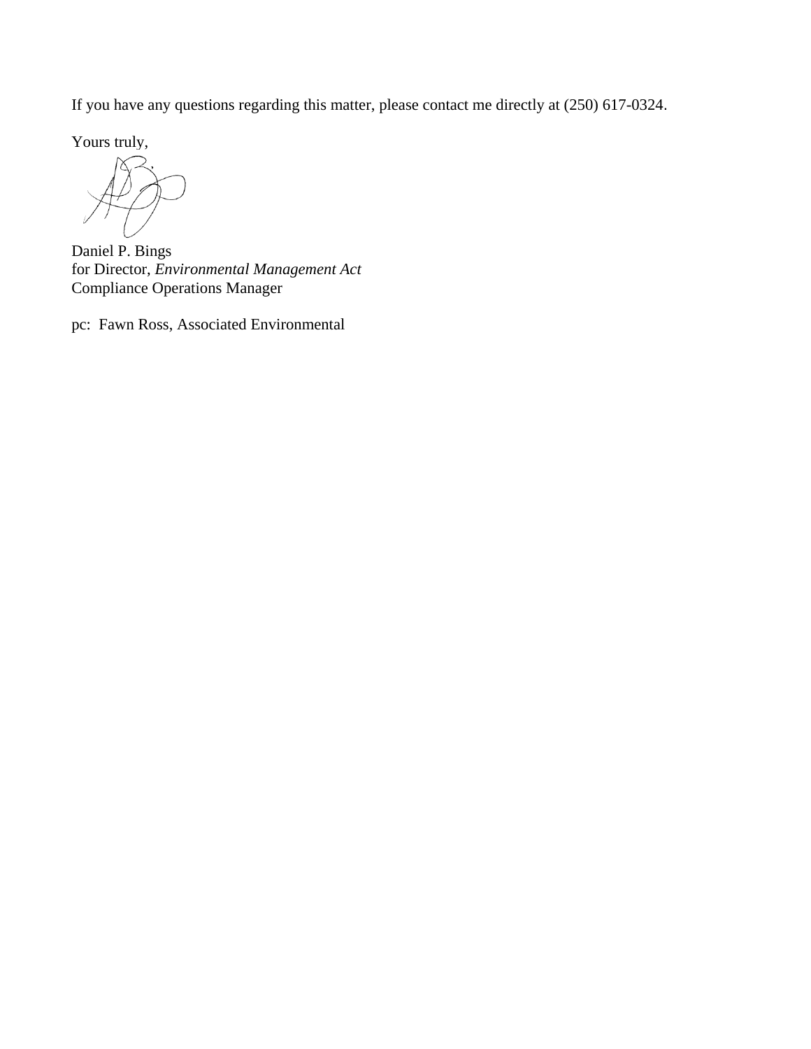If you have any questions regarding this matter, please contact me directly at (250) 617-0324.

Yours truly,

Daniel P. Bings  
for Director, *Environmental Management Act*  
Compliance Operations Manager

pc: Fawn Ross, Associated Environmental